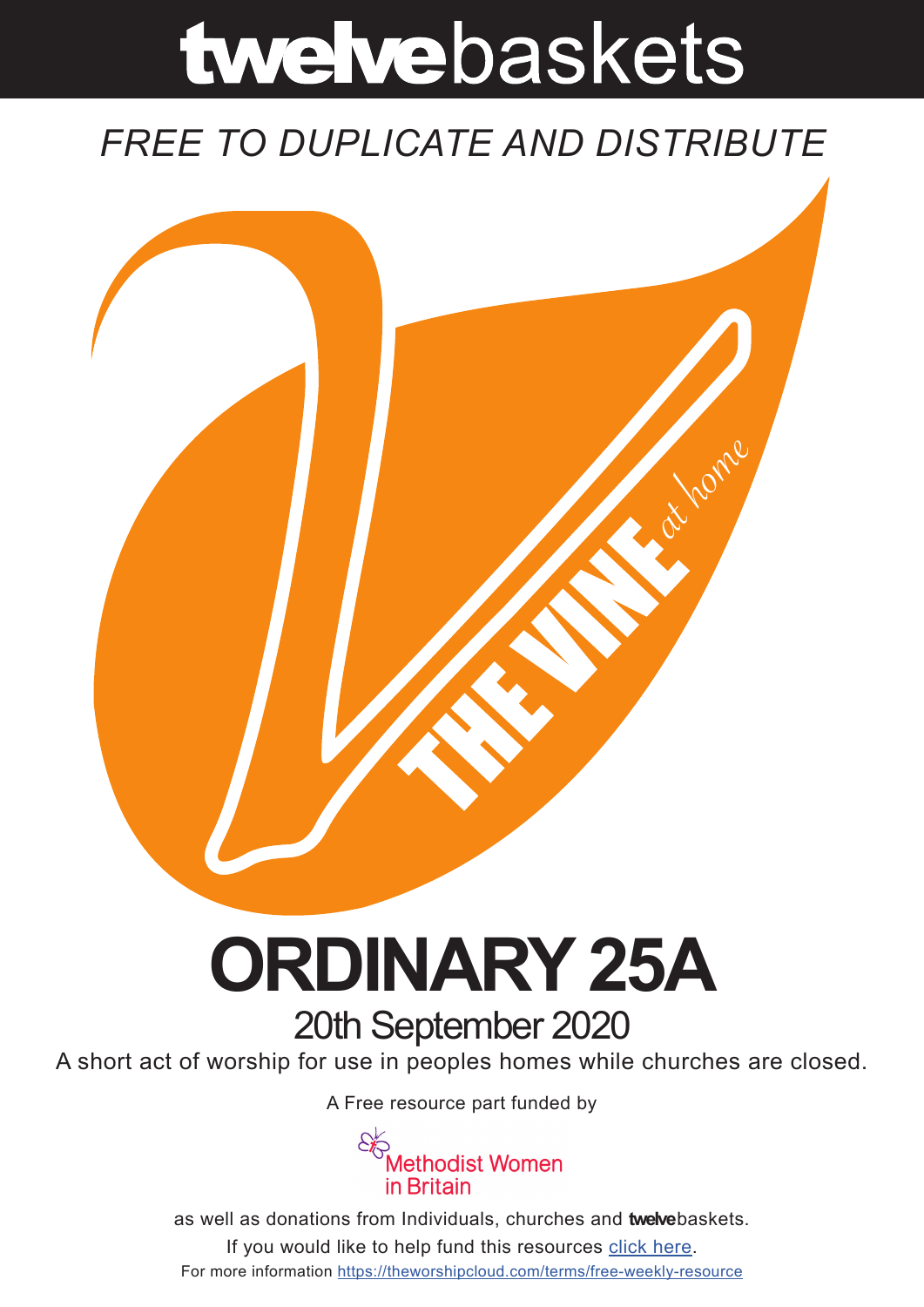# **twelve**baskets

*FREE TO DUPLICATE AND DISTRIBUTE*

THE VINE *at home*

# ORDINARY 25A

## 20th September 2020

A short act of worship for use in peoples homes while churches are closed.

A Free resource part funded by

Methodist Women in Britain

as well as donations from Individuals, churches and **twelve**baskets.

If you would like to help fund this resources click here.

For more information https://theworshipcloud.com/terms/free-weekly-resource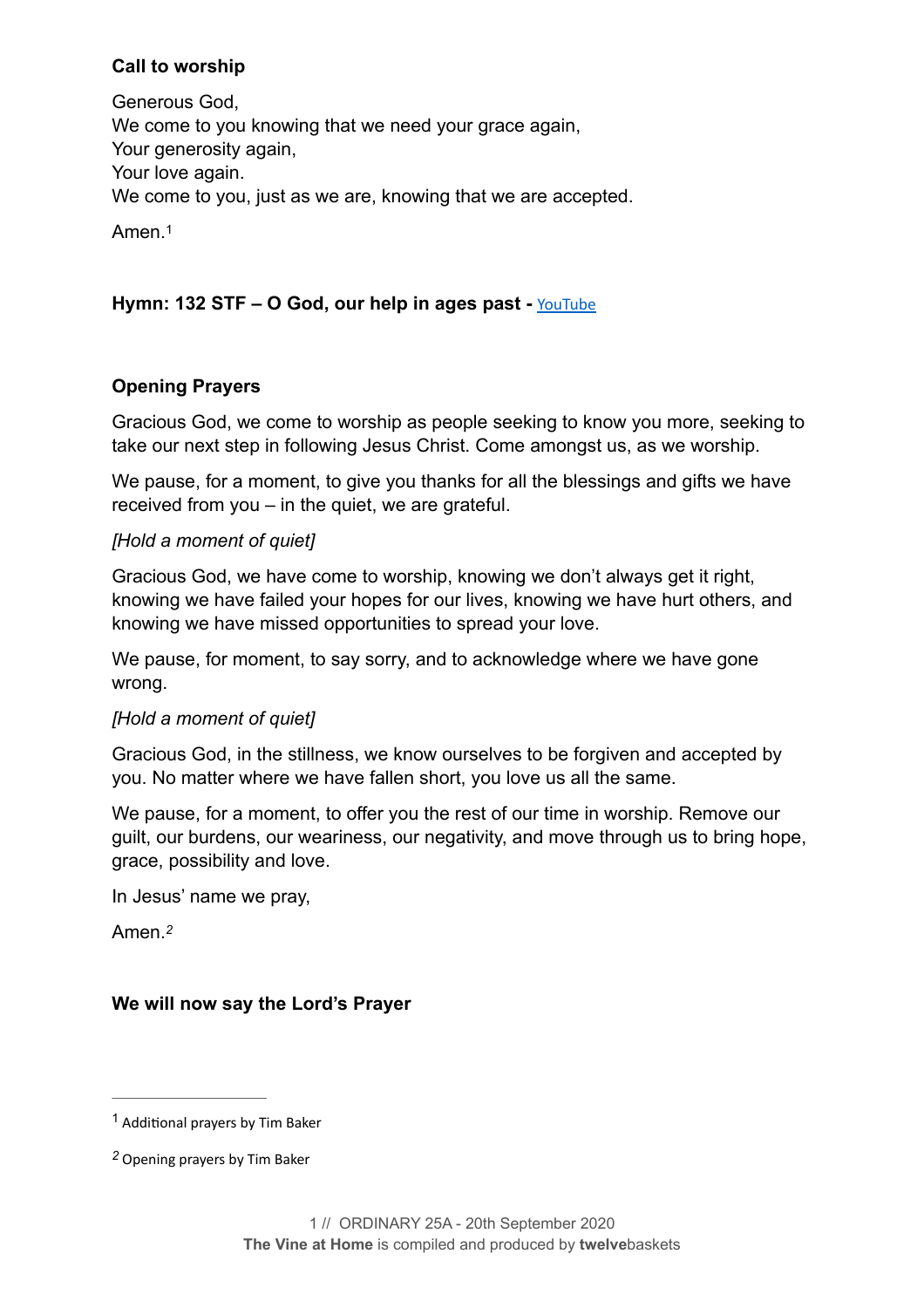**Call to worship**

Generous God,
We come to you knowing that we need your grace again,
Your generosity again,
Your love again.
We come to you, just as we are, knowing that we are accepted.

Amen.[1]

**Hymn: 132 STF – O God, our help in ages past -** [YouTube]

**Opening Prayers**

Gracious God, we come to worship as people seeking to know you more, seeking to take our next step in following Jesus Christ. Come amongst us, as we worship.

We pause, for a moment, to give you thanks for all the blessings and gifts we have received from you – in the quiet, we are grateful.

*[Hold a moment of quiet]*

Gracious God, we have come to worship, knowing we don't always get it right, knowing we have failed your hopes for our lives, knowing we have hurt others, and knowing we have missed opportunities to spread your love.

We pause, for moment, to say sorry, and to acknowledge where we have gone wrong.

*[Hold a moment of quiet]*

Gracious God, in the stillness, we know ourselves to be forgiven and accepted by you. No matter where we have fallen short, you love us all the same.

We pause, for a moment, to offer you the rest of our time in worship. Remove our guilt, our burdens, our weariness, our negativity, and move through us to bring hope, grace, possibility and love.

In Jesus' name we pray,

Amen.[2]

**We will now say the Lord's Prayer**

---

[1] Additional prayers by Tim Baker

[2] Opening prayers by Tim Baker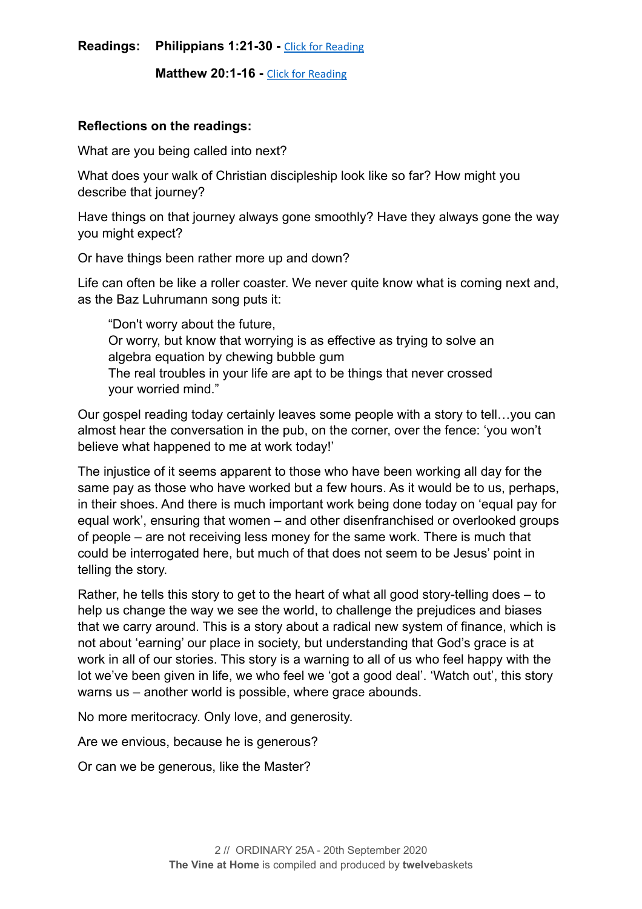**Readings:** **Philippians 1:21-30 -** [Click for Reading]

**Matthew 20:1-16 -** [Click for Reading]

**Reflections on the readings:**

What are you being called into next?

What does your walk of Christian discipleship look like so far? How might you describe that journey?

Have things on that journey always gone smoothly? Have they always gone the way you might expect?

Or have things been rather more up and down?

Life can often be like a roller coaster. We never quite know what is coming next and, as the Baz Luhrumann song puts it:

> "Don't worry about the future,
> Or worry, but know that worrying is as effective as trying to solve an algebra equation by chewing bubble gum
> The real troubles in your life are apt to be things that never crossed your worried mind."

Our gospel reading today certainly leaves some people with a story to tell…you can almost hear the conversation in the pub, on the corner, over the fence: 'you won't believe what happened to me at work today!'

The injustice of it seems apparent to those who have been working all day for the same pay as those who have worked but a few hours. As it would be to us, perhaps, in their shoes. And there is much important work being done today on 'equal pay for equal work', ensuring that women – and other disenfranchised or overlooked groups of people – are not receiving less money for the same work. There is much that could be interrogated here, but much of that does not seem to be Jesus' point in telling the story.

Rather, he tells this story to get to the heart of what all good story-telling does – to help us change the way we see the world, to challenge the prejudices and biases that we carry around. This is a story about a radical new system of finance, which is not about 'earning' our place in society, but understanding that God's grace is at work in all of our stories. This story is a warning to all of us who feel happy with the lot we've been given in life, we who feel we 'got a good deal'. 'Watch out', this story warns us – another world is possible, where grace abounds.

No more meritocracy. Only love, and generosity.

Are we envious, because he is generous?

Or can we be generous, like the Master?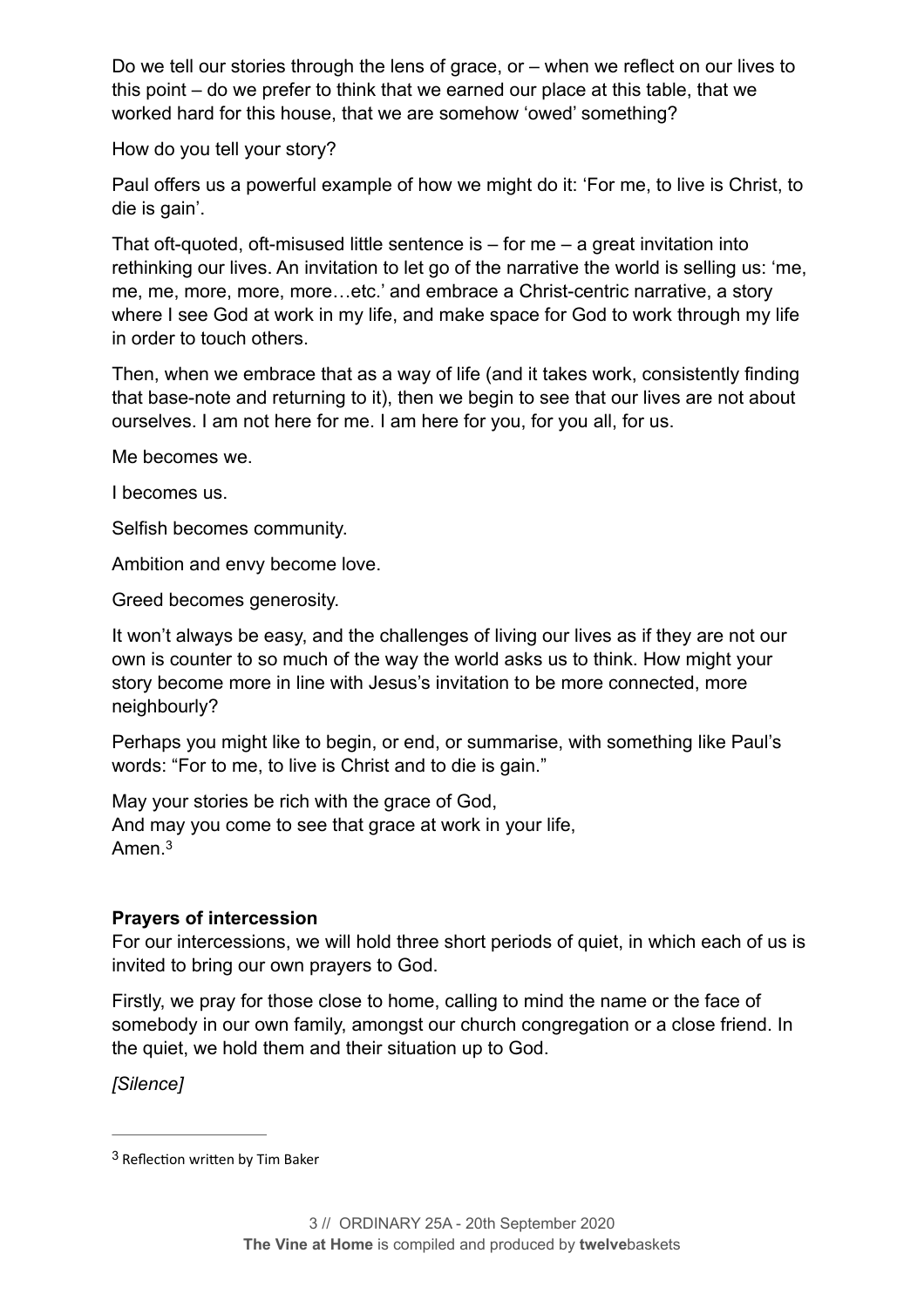Do we tell our stories through the lens of grace, or – when we reflect on our lives to this point – do we prefer to think that we earned our place at this table, that we worked hard for this house, that we are somehow 'owed' something?

How do you tell your story?

Paul offers us a powerful example of how we might do it: 'For me, to live is Christ, to die is gain'.

That oft-quoted, oft-misused little sentence is – for me – a great invitation into rethinking our lives. An invitation to let go of the narrative the world is selling us: 'me, me, me, more, more, more…etc.' and embrace a Christ-centric narrative, a story where I see God at work in my life, and make space for God to work through my life in order to touch others.

Then, when we embrace that as a way of life (and it takes work, consistently finding that base-note and returning to it), then we begin to see that our lives are not about ourselves. I am not here for me. I am here for you, for you all, for us.

Me becomes we.

I becomes us.

Selfish becomes community.

Ambition and envy become love.

Greed becomes generosity.

It won't always be easy, and the challenges of living our lives as if they are not our own is counter to so much of the way the world asks us to think. How might your story become more in line with Jesus's invitation to be more connected, more neighbourly?

Perhaps you might like to begin, or end, or summarise, with something like Paul's words: "For to me, to live is Christ and to die is gain."

May your stories be rich with the grace of God,
And may you come to see that grace at work in your life,
Amen.[3]

**Prayers of intercession**

For our intercessions, we will hold three short periods of quiet, in which each of us is invited to bring our own prayers to God.

Firstly, we pray for those close to home, calling to mind the name or the face of somebody in our own family, amongst our church congregation or a close friend. In the quiet, we hold them and their situation up to God.

*[Silence]*

---

[3] Reflection written by Tim Baker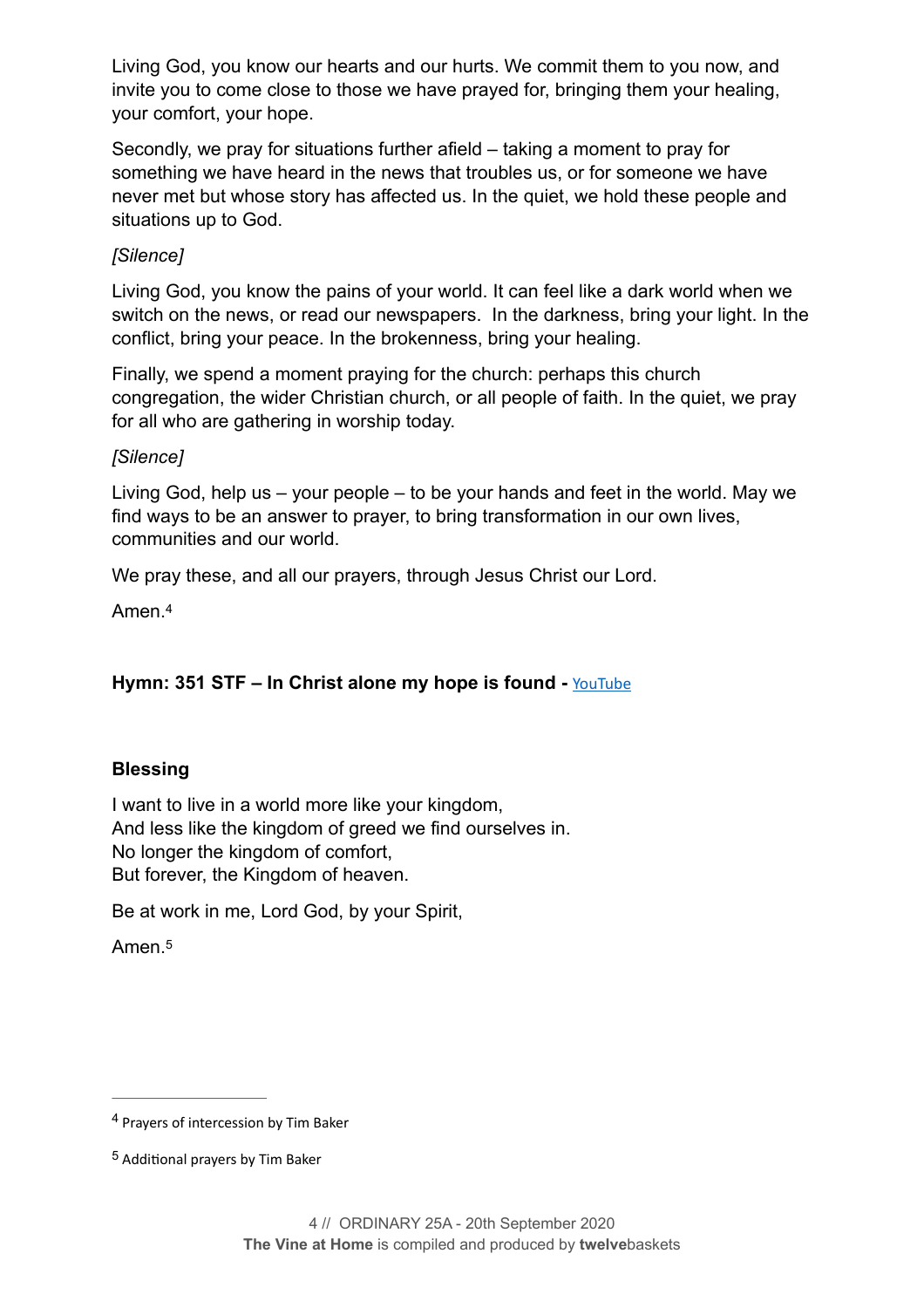Living God, you know our hearts and our hurts. We commit them to you now, and invite you to come close to those we have prayed for, bringing them your healing, your comfort, your hope.

Secondly, we pray for situations further afield – taking a moment to pray for something we have heard in the news that troubles us, or for someone we have never met but whose story has affected us. In the quiet, we hold these people and situations up to God.

*[Silence]*

Living God, you know the pains of your world. It can feel like a dark world when we switch on the news, or read our newspapers. In the darkness, bring your light. In the conflict, bring your peace. In the brokenness, bring your healing.

Finally, we spend a moment praying for the church: perhaps this church congregation, the wider Christian church, or all people of faith. In the quiet, we pray for all who are gathering in worship today.

*[Silence]*

Living God, help us – your people – to be your hands and feet in the world. May we find ways to be an answer to prayer, to bring transformation in our own lives, communities and our world.

We pray these, and all our prayers, through Jesus Christ our Lord.

Amen.[4]

**Hymn: 351 STF – In Christ alone my hope is found -** YouTube

**Blessing**

I want to live in a world more like your kingdom,
And less like the kingdom of greed we find ourselves in.
No longer the kingdom of comfort,
But forever, the Kingdom of heaven.

Be at work in me, Lord God, by your Spirit,

Amen.[5]

---

[4] Prayers of intercession by Tim Baker

[5] Additional prayers by Tim Baker